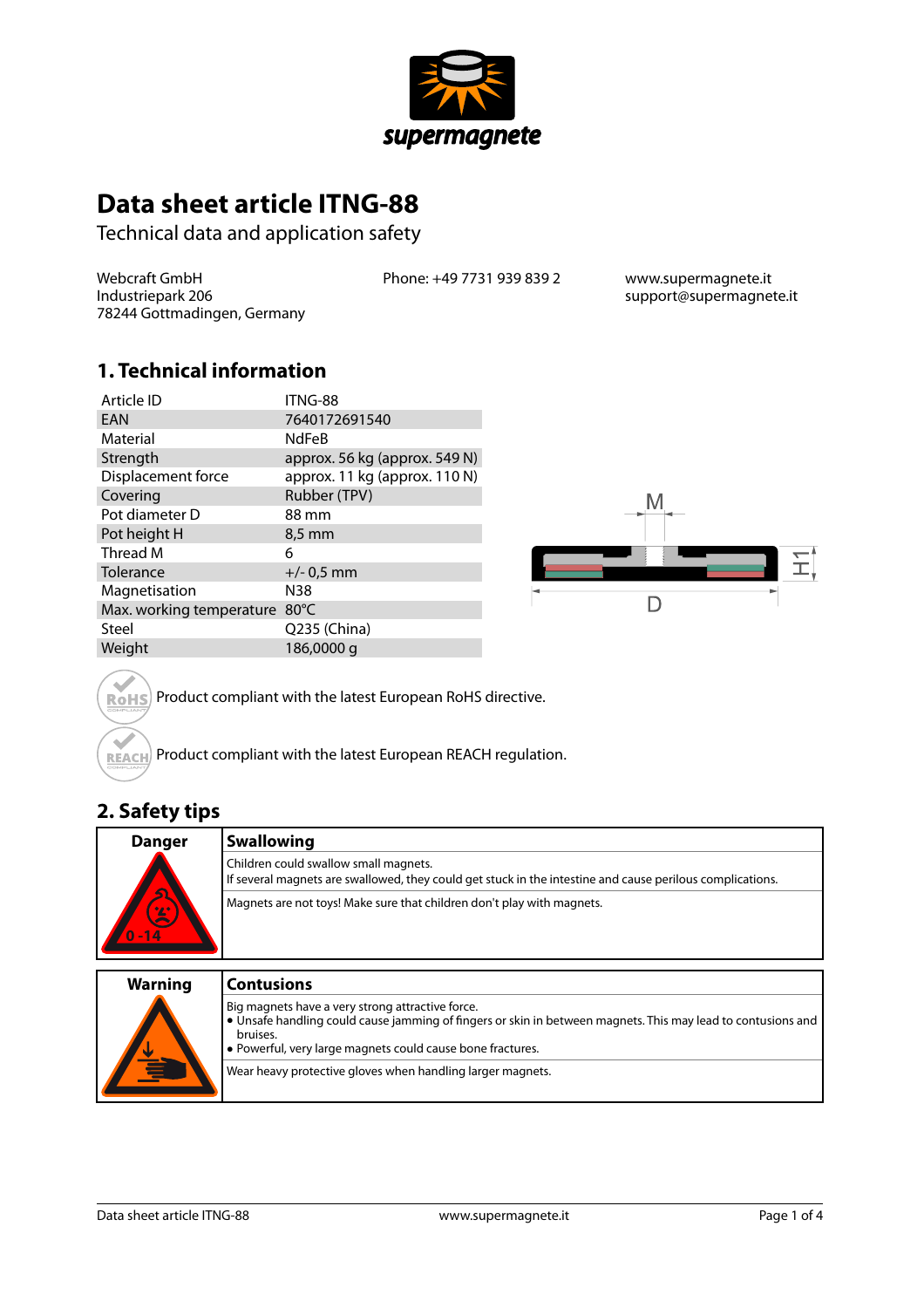# Data sheet article ITNG-88

Technical data and application safety

Webcraft GmbH
Industriepark 206
78244 Gottmadingen, Germany

Phone: +49 7731 939 839 2

www.supermagnete.it
support@supermagnete.it

## 1. Technical information

| | |
|---|---|
| Article ID | ITNG-88 |
| EAN | 7640172691540 |
| Material | NdFeB |
| Strength | approx. 56 kg (approx. 549 N) |
| Displacement force | approx. 11 kg (approx. 110 N) |
| Covering | Rubber (TPV) |
| Pot diameter D | 88 mm |
| Pot height H | 8,5 mm |
| Thread M | 6 |
| Tolerance | +/- 0,5 mm |
| Magnetisation | N38 |
| Max. working temperature | 80°C |
| Steel | Q235 (China) |
| Weight | 186,0000 g |

Product compliant with the latest European RoHS directive.

Product compliant with the latest European REACH regulation.

## 2. Safety tips

| Danger | Swallowing |
|---|---|
| | Children could swallow small magnets.<br>If several magnets are swallowed, they could get stuck in the intestine and cause perilous complications. |
| | Magnets are not toys! Make sure that children don't play with magnets. |

| Warning | Contusions |
|---|---|
| | Big magnets have a very strong attractive force.<br>• Unsafe handling could cause jamming of fingers or skin in between magnets. This may lead to contusions and bruises.<br>• Powerful, very large magnets could cause bone fractures. |
| | Wear heavy protective gloves when handling larger magnets. |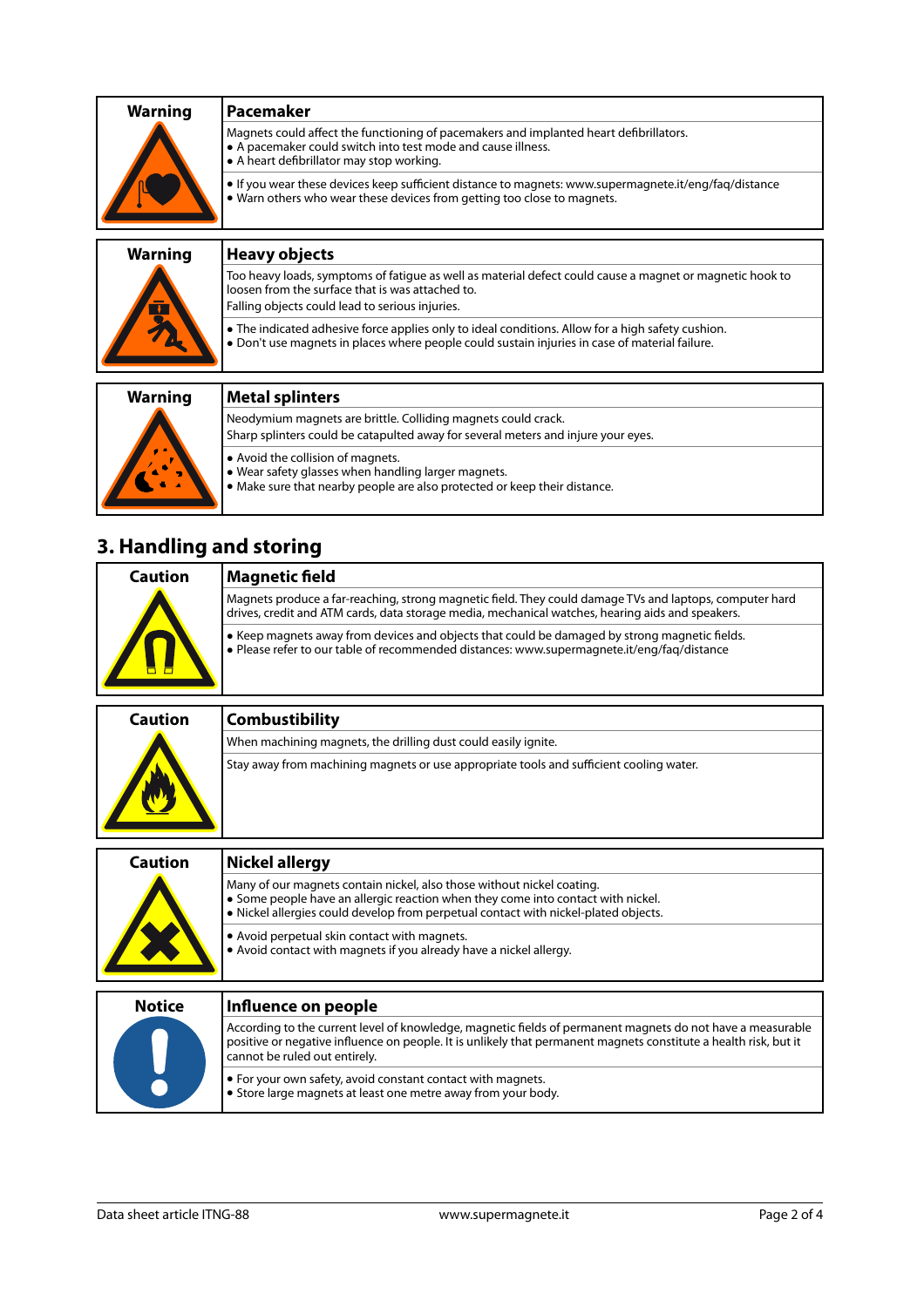| Warning | Pacemaker |
|---|---|
| | Magnets could affect the functioning of pacemakers and implanted heart defibrillators.<br>• A pacemaker could switch into test mode and cause illness.<br>• A heart defibrillator may stop working. |
| | • If you wear these devices keep sufficient distance to magnets: www.supermagnete.it/eng/faq/distance<br>• Warn others who wear these devices from getting too close to magnets. |

| Warning | Heavy objects |
|---|---|
| | Too heavy loads, symptoms of fatigue as well as material defect could cause a magnet or magnetic hook to loosen from the surface that is was attached to.<br>Falling objects could lead to serious injuries. |
| | • The indicated adhesive force applies only to ideal conditions. Allow for a high safety cushion.<br>• Don't use magnets in places where people could sustain injuries in case of material failure. |

| Warning | Metal splinters |
|---|---|
| | Neodymium magnets are brittle. Colliding magnets could crack.<br>Sharp splinters could be catapulted away for several meters and injure your eyes. |
| | • Avoid the collision of magnets.<br>• Wear safety glasses when handling larger magnets.<br>• Make sure that nearby people are also protected or keep their distance. |

## 3. Handling and storing

| Caution | Magnetic field |
|---|---|
| | Magnets produce a far-reaching, strong magnetic field. They could damage TVs and laptops, computer hard drives, credit and ATM cards, data storage media, mechanical watches, hearing aids and speakers. |
| | • Keep magnets away from devices and objects that could be damaged by strong magnetic fields.<br>• Please refer to our table of recommended distances: www.supermagnete.it/eng/faq/distance |

| Caution | Combustibility |
|---|---|
| | When machining magnets, the drilling dust could easily ignite. |
| | Stay away from machining magnets or use appropriate tools and sufficient cooling water. |

| Caution | Nickel allergy |
|---|---|
| | Many of our magnets contain nickel, also those without nickel coating.<br>• Some people have an allergic reaction when they come into contact with nickel.<br>• Nickel allergies could develop from perpetual contact with nickel-plated objects. |
| | • Avoid perpetual skin contact with magnets.<br>• Avoid contact with magnets if you already have a nickel allergy. |

| Notice | Influence on people |
|---|---|
| | According to the current level of knowledge, magnetic fields of permanent magnets do not have a measurable positive or negative influence on people. It is unlikely that permanent magnets constitute a health risk, but it cannot be ruled out entirely. |
| | • For your own safety, avoid constant contact with magnets.<br>• Store large magnets at least one metre away from your body. |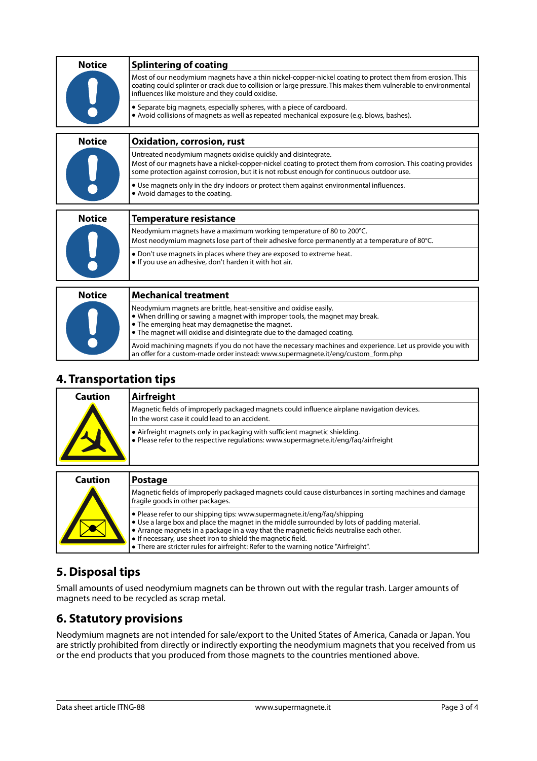| Notice | Splintering of coating |
|---|---|
| | Most of our neodymium magnets have a thin nickel-copper-nickel coating to protect them from erosion. This coating could splinter or crack due to collision or large pressure. This makes them vulnerable to environmental influences like moisture and they could oxidise. |
| | • Separate big magnets, especially spheres, with a piece of cardboard.<br>• Avoid collisions of magnets as well as repeated mechanical exposure (e.g. blows, bashes). |

| Notice | Oxidation, corrosion, rust |
|---|---|
| | Untreated neodymium magnets oxidise quickly and disintegrate.<br>Most of our magnets have a nickel-copper-nickel coating to protect them from corrosion. This coating provides some protection against corrosion, but it is not robust enough for continuous outdoor use. |
| | • Use magnets only in the dry indoors or protect them against environmental influences.<br>• Avoid damages to the coating. |

| Notice | Temperature resistance |
|---|---|
| | Neodymium magnets have a maximum working temperature of 80 to 200°C.<br>Most neodymium magnets lose part of their adhesive force permanently at a temperature of 80°C. |
| | • Don't use magnets in places where they are exposed to extreme heat.<br>• If you use an adhesive, don't harden it with hot air. |

| Notice | Mechanical treatment |
|---|---|
| | Neodymium magnets are brittle, heat-sensitive and oxidise easily.<br>• When drilling or sawing a magnet with improper tools, the magnet may break.<br>• The emerging heat may demagnetise the magnet.<br>• The magnet will oxidise and disintegrate due to the damaged coating. |
| | Avoid machining magnets if you do not have the necessary machines and experience. Let us provide you with an offer for a custom-made order instead: www.supermagnete.it/eng/custom_form.php |

## 4. Transportation tips

| Caution | Airfreight |
|---|---|
| | Magnetic fields of improperly packaged magnets could influence airplane navigation devices.<br>In the worst case it could lead to an accident. |
| | • Airfreight magnets only in packaging with sufficient magnetic shielding.<br>• Please refer to the respective regulations: www.supermagnete.it/eng/faq/airfreight |

| Caution | Postage |
|---|---|
| | Magnetic fields of improperly packaged magnets could cause disturbances in sorting machines and damage fragile goods in other packages. |
| | • Please refer to our shipping tips: www.supermagnete.it/eng/faq/shipping<br>• Use a large box and place the magnet in the middle surrounded by lots of padding material.<br>• Arrange magnets in a package in a way that the magnetic fields neutralise each other.<br>• If necessary, use sheet iron to shield the magnetic field.<br>• There are stricter rules for airfreight: Refer to the warning notice "Airfreight". |

## 5. Disposal tips

Small amounts of used neodymium magnets can be thrown out with the regular trash. Larger amounts of magnets need to be recycled as scrap metal.

## 6. Statutory provisions

Neodymium magnets are not intended for sale/export to the United States of America, Canada or Japan. You are strictly prohibited from directly or indirectly exporting the neodymium magnets that you received from us or the end products that you produced from those magnets to the countries mentioned above.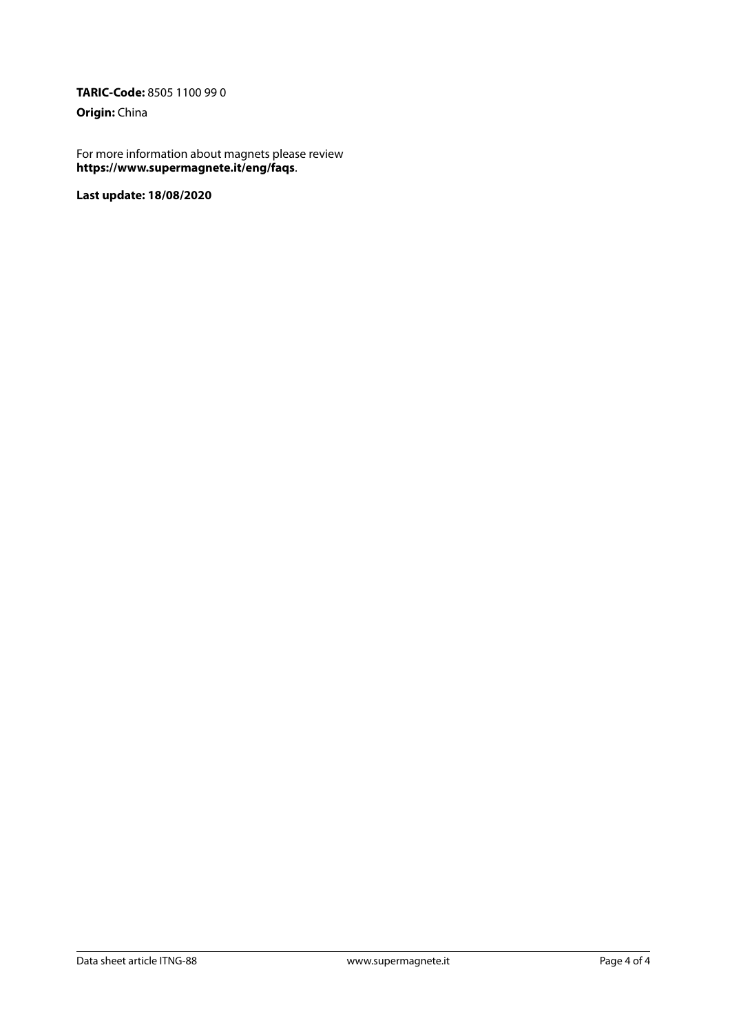**TARIC-Code:** 8505 1100 99 0

**Origin:** China

For more information about magnets please review
**https://www.supermagnete.it/eng/faqs**.

**Last update: 18/08/2020**